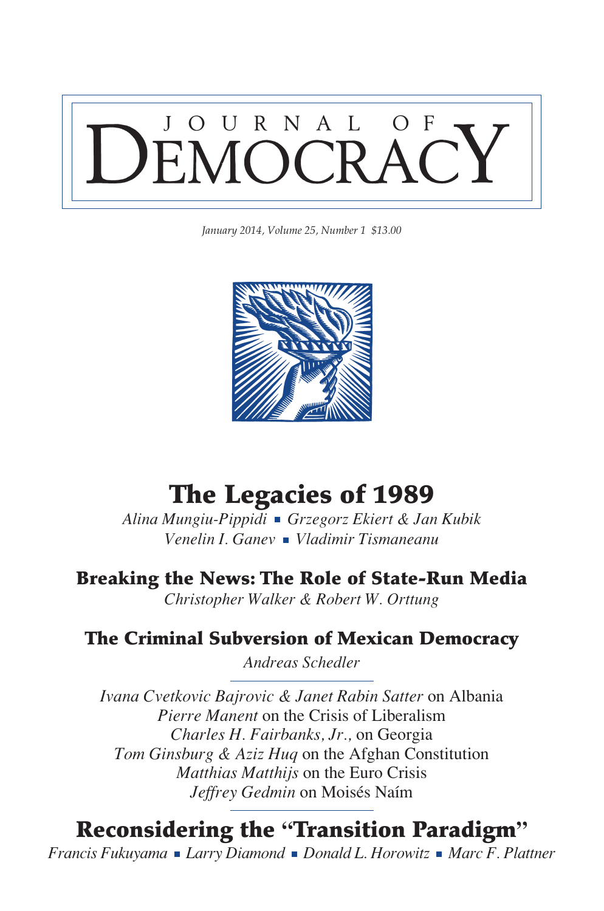# JOURNAL OF DEMOCRACY

*January 2014, Volume 25, Number 1 $13.00*

## The Legacies of 1989

*Alina Mungiu-Pippidi* ▪ *Grzegorz Ekiert & Jan Kubik*
*Venelin I. Ganev* ▪ *Vladimir Tismaneanu*

## Breaking the News: The Role of State-Run Media

*Christopher Walker & Robert W. Orttung*

## The Criminal Subversion of Mexican Democracy

*Andreas Schedler*

*Ivana Cvetkovic Bajrovic & Janet Rabin Satter* on Albania
*Pierre Manent* on the Crisis of Liberalism
*Charles H. Fairbanks, Jr.,* on Georgia
*Tom Ginsburg & Aziz Huq* on the Afghan Constitution
*Matthias Matthijs* on the Euro Crisis
*Jeffrey Gedmin* on Moisés Naím

## Reconsidering the "Transition Paradigm"

*Francis Fukuyama* ▪ *Larry Diamond* ▪ *Donald L. Horowitz* ▪ *Marc F. Plattner*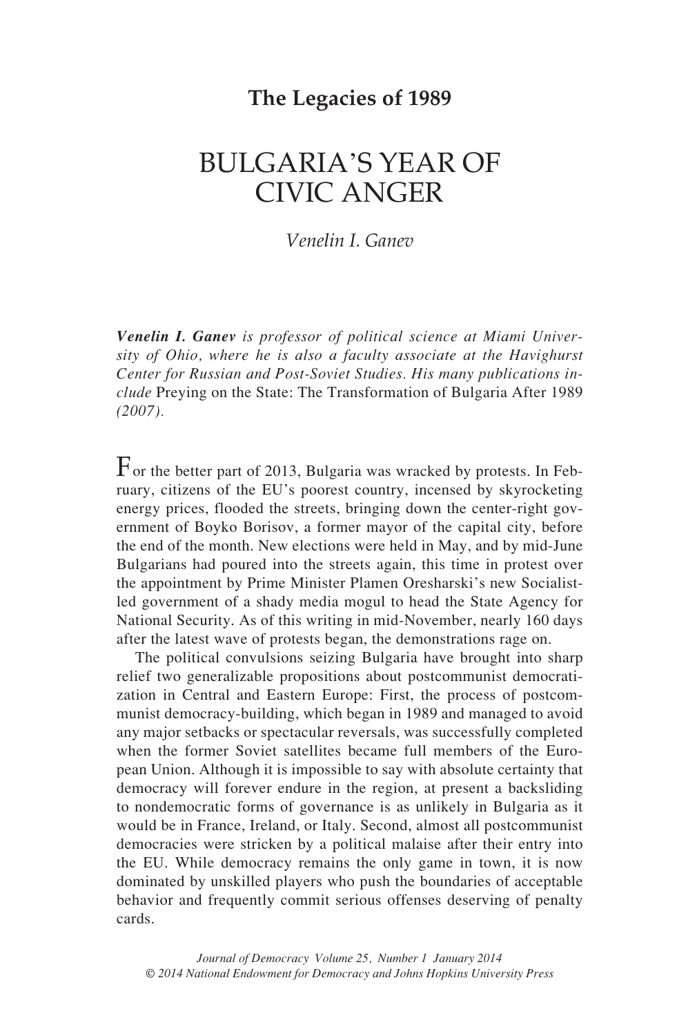**The Legacies of 1989**

# BULGARIA'S YEAR OF CIVIC ANGER

*Venelin I. Ganev*

***Venelin I. Ganev** is professor of political science at Miami University of Ohio, where he is also a faculty associate at the Havighurst Center for Russian and Post-Soviet Studies. His many publications include* Preying on the State: The Transformation of Bulgaria After 1989 *(2007).*

For the better part of 2013, Bulgaria was wracked by protests. In February, citizens of the EU's poorest country, incensed by skyrocketing energy prices, flooded the streets, bringing down the center-right government of Boyko Borisov, a former mayor of the capital city, before the end of the month. New elections were held in May, and by mid-June Bulgarians had poured into the streets again, this time in protest over the appointment by Prime Minister Plamen Oresharski's new Socialist-led government of a shady media mogul to head the State Agency for National Security. As of this writing in mid-November, nearly 160 days after the latest wave of protests began, the demonstrations rage on.

The political convulsions seizing Bulgaria have brought into sharp relief two generalizable propositions about postcommunist democratization in Central and Eastern Europe: First, the process of postcommunist democracy-building, which began in 1989 and managed to avoid any major setbacks or spectacular reversals, was successfully completed when the former Soviet satellites became full members of the European Union. Although it is impossible to say with absolute certainty that democracy will forever endure in the region, at present a backsliding to nondemocratic forms of governance is as unlikely in Bulgaria as it would be in France, Ireland, or Italy. Second, almost all postcommunist democracies were stricken by a political malaise after their entry into the EU. While democracy remains the only game in town, it is now dominated by unskilled players who push the boundaries of acceptable behavior and frequently commit serious offenses deserving of penalty cards.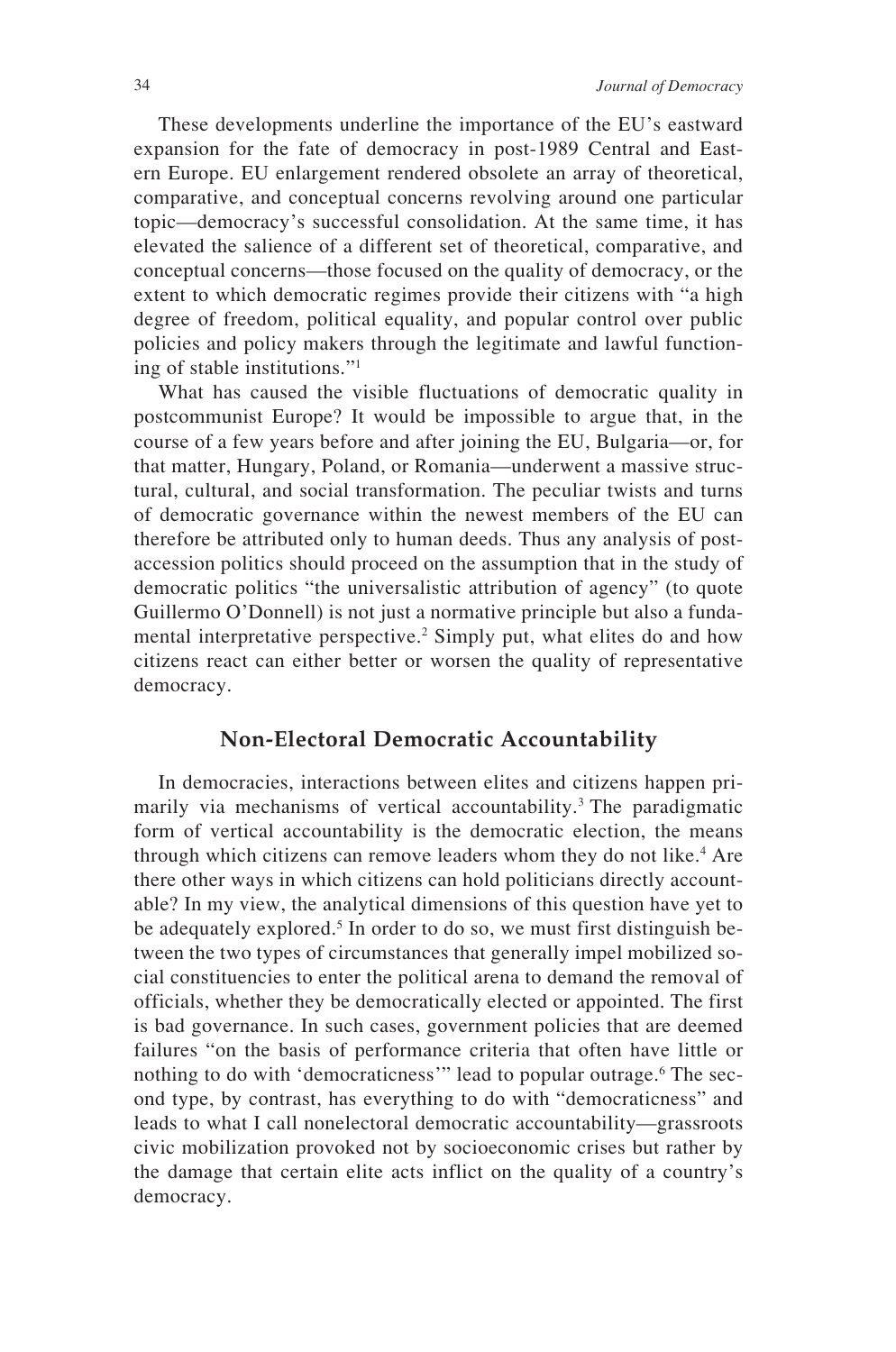These developments underline the importance of the EU's eastward expansion for the fate of democracy in post-1989 Central and Eastern Europe. EU enlargement rendered obsolete an array of theoretical, comparative, and conceptual concerns revolving around one particular topic—democracy's successful consolidation. At the same time, it has elevated the salience of a different set of theoretical, comparative, and conceptual concerns—those focused on the quality of democracy, or the extent to which democratic regimes provide their citizens with "a high degree of freedom, political equality, and popular control over public policies and policy makers through the legitimate and lawful functioning of stable institutions."[1]

What has caused the visible fluctuations of democratic quality in postcommunist Europe? It would be impossible to argue that, in the course of a few years before and after joining the EU, Bulgaria—or, for that matter, Hungary, Poland, or Romania—underwent a massive structural, cultural, and social transformation. The peculiar twists and turns of democratic governance within the newest members of the EU can therefore be attributed only to human deeds. Thus any analysis of post-accession politics should proceed on the assumption that in the study of democratic politics "the universalistic attribution of agency" (to quote Guillermo O'Donnell) is not just a normative principle but also a fundamental interpretative perspective.[2] Simply put, what elites do and how citizens react can either better or worsen the quality of representative democracy.

## Non-Electoral Democratic Accountability

In democracies, interactions between elites and citizens happen primarily via mechanisms of vertical accountability.[3] The paradigmatic form of vertical accountability is the democratic election, the means through which citizens can remove leaders whom they do not like.[4] Are there other ways in which citizens can hold politicians directly accountable? In my view, the analytical dimensions of this question have yet to be adequately explored.[5] In order to do so, we must first distinguish between the two types of circumstances that generally impel mobilized social constituencies to enter the political arena to demand the removal of officials, whether they be democratically elected or appointed. The first is bad governance. In such cases, government policies that are deemed failures "on the basis of performance criteria that often have little or nothing to do with 'democraticness'" lead to popular outrage.[6] The second type, by contrast, has everything to do with "democraticness" and leads to what I call nonelectoral democratic accountability—grassroots civic mobilization provoked not by socioeconomic crises but rather by the damage that certain elite acts inflict on the quality of a country's democracy.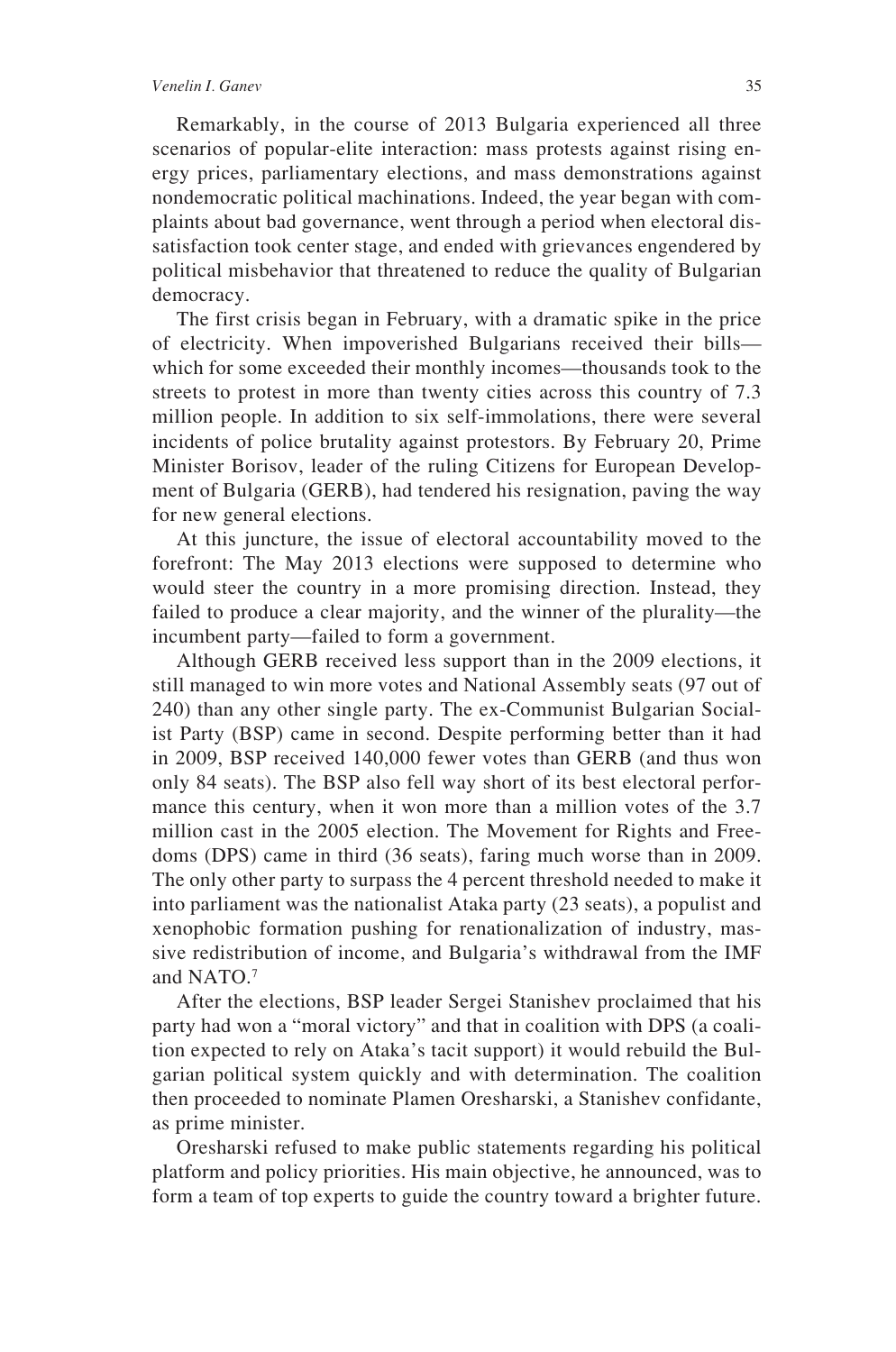Remarkably, in the course of 2013 Bulgaria experienced all three scenarios of popular-elite interaction: mass protests against rising energy prices, parliamentary elections, and mass demonstrations against nondemocratic political machinations. Indeed, the year began with complaints about bad governance, went through a period when electoral dissatisfaction took center stage, and ended with grievances engendered by political misbehavior that threatened to reduce the quality of Bulgarian democracy.

The first crisis began in February, with a dramatic spike in the price of electricity. When impoverished Bulgarians received their bills—which for some exceeded their monthly incomes—thousands took to the streets to protest in more than twenty cities across this country of 7.3 million people. In addition to six self-immolations, there were several incidents of police brutality against protestors. By February 20, Prime Minister Borisov, leader of the ruling Citizens for European Development of Bulgaria (GERB), had tendered his resignation, paving the way for new general elections.

At this juncture, the issue of electoral accountability moved to the forefront: The May 2013 elections were supposed to determine who would steer the country in a more promising direction. Instead, they failed to produce a clear majority, and the winner of the plurality—the incumbent party—failed to form a government.

Although GERB received less support than in the 2009 elections, it still managed to win more votes and National Assembly seats (97 out of 240) than any other single party. The ex-Communist Bulgarian Socialist Party (BSP) came in second. Despite performing better than it had in 2009, BSP received 140,000 fewer votes than GERB (and thus won only 84 seats). The BSP also fell way short of its best electoral performance this century, when it won more than a million votes of the 3.7 million cast in the 2005 election. The Movement for Rights and Freedoms (DPS) came in third (36 seats), faring much worse than in 2009. The only other party to surpass the 4 percent threshold needed to make it into parliament was the nationalist Ataka party (23 seats), a populist and xenophobic formation pushing for renationalization of industry, massive redistribution of income, and Bulgaria's withdrawal from the IMF and NATO.[7]

After the elections, BSP leader Sergei Stanishev proclaimed that his party had won a "moral victory" and that in coalition with DPS (a coalition expected to rely on Ataka's tacit support) it would rebuild the Bulgarian political system quickly and with determination. The coalition then proceeded to nominate Plamen Oresharski, a Stanishev confidante, as prime minister.

Oresharski refused to make public statements regarding his political platform and policy priorities. His main objective, he announced, was to form a team of top experts to guide the country toward a brighter future.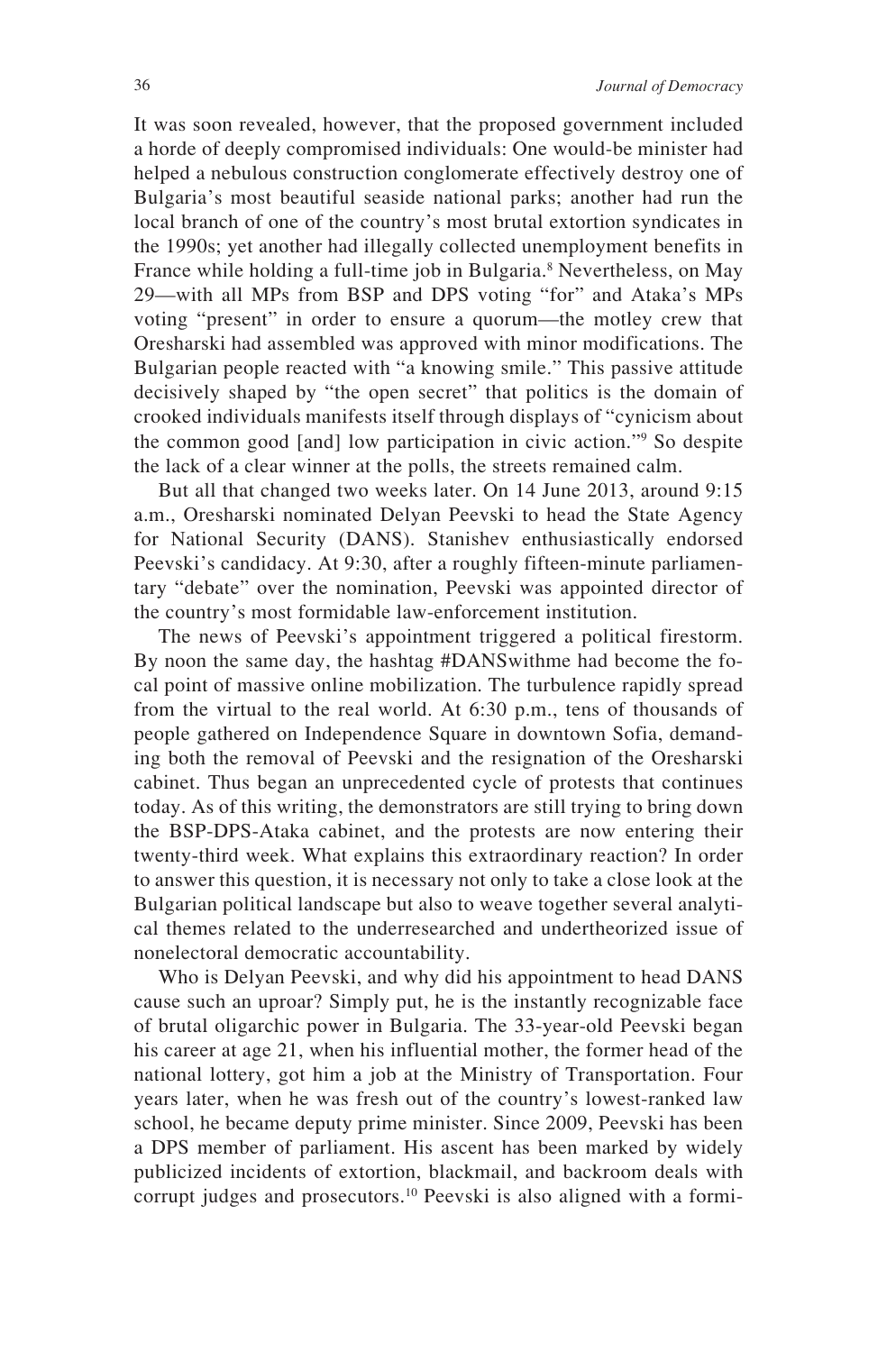It was soon revealed, however, that the proposed government included a horde of deeply compromised individuals: One would-be minister had helped a nebulous construction conglomerate effectively destroy one of Bulgaria's most beautiful seaside national parks; another had run the local branch of one of the country's most brutal extortion syndicates in the 1990s; yet another had illegally collected unemployment benefits in France while holding a full-time job in Bulgaria.[8] Nevertheless, on May 29—with all MPs from BSP and DPS voting "for" and Ataka's MPs voting "present" in order to ensure a quorum—the motley crew that Oresharski had assembled was approved with minor modifications. The Bulgarian people reacted with "a knowing smile." This passive attitude decisively shaped by "the open secret" that politics is the domain of crooked individuals manifests itself through displays of "cynicism about the common good [and] low participation in civic action."[9] So despite the lack of a clear winner at the polls, the streets remained calm.

But all that changed two weeks later. On 14 June 2013, around 9:15 a.m., Oresharski nominated Delyan Peevski to head the State Agency for National Security (DANS). Stanishev enthusiastically endorsed Peevski's candidacy. At 9:30, after a roughly fifteen-minute parliamentary "debate" over the nomination, Peevski was appointed director of the country's most formidable law-enforcement institution.

The news of Peevski's appointment triggered a political firestorm. By noon the same day, the hashtag #DANSwithme had become the focal point of massive online mobilization. The turbulence rapidly spread from the virtual to the real world. At 6:30 p.m., tens of thousands of people gathered on Independence Square in downtown Sofia, demanding both the removal of Peevski and the resignation of the Oresharski cabinet. Thus began an unprecedented cycle of protests that continues today. As of this writing, the demonstrators are still trying to bring down the BSP-DPS-Ataka cabinet, and the protests are now entering their twenty-third week. What explains this extraordinary reaction? In order to answer this question, it is necessary not only to take a close look at the Bulgarian political landscape but also to weave together several analytical themes related to the underresearched and undertheorized issue of nonelectoral democratic accountability.

Who is Delyan Peevski, and why did his appointment to head DANS cause such an uproar? Simply put, he is the instantly recognizable face of brutal oligarchic power in Bulgaria. The 33-year-old Peevski began his career at age 21, when his influential mother, the former head of the national lottery, got him a job at the Ministry of Transportation. Four years later, when he was fresh out of the country's lowest-ranked law school, he became deputy prime minister. Since 2009, Peevski has been a DPS member of parliament. His ascent has been marked by widely publicized incidents of extortion, blackmail, and backroom deals with corrupt judges and prosecutors.[10] Peevski is also aligned with a formi-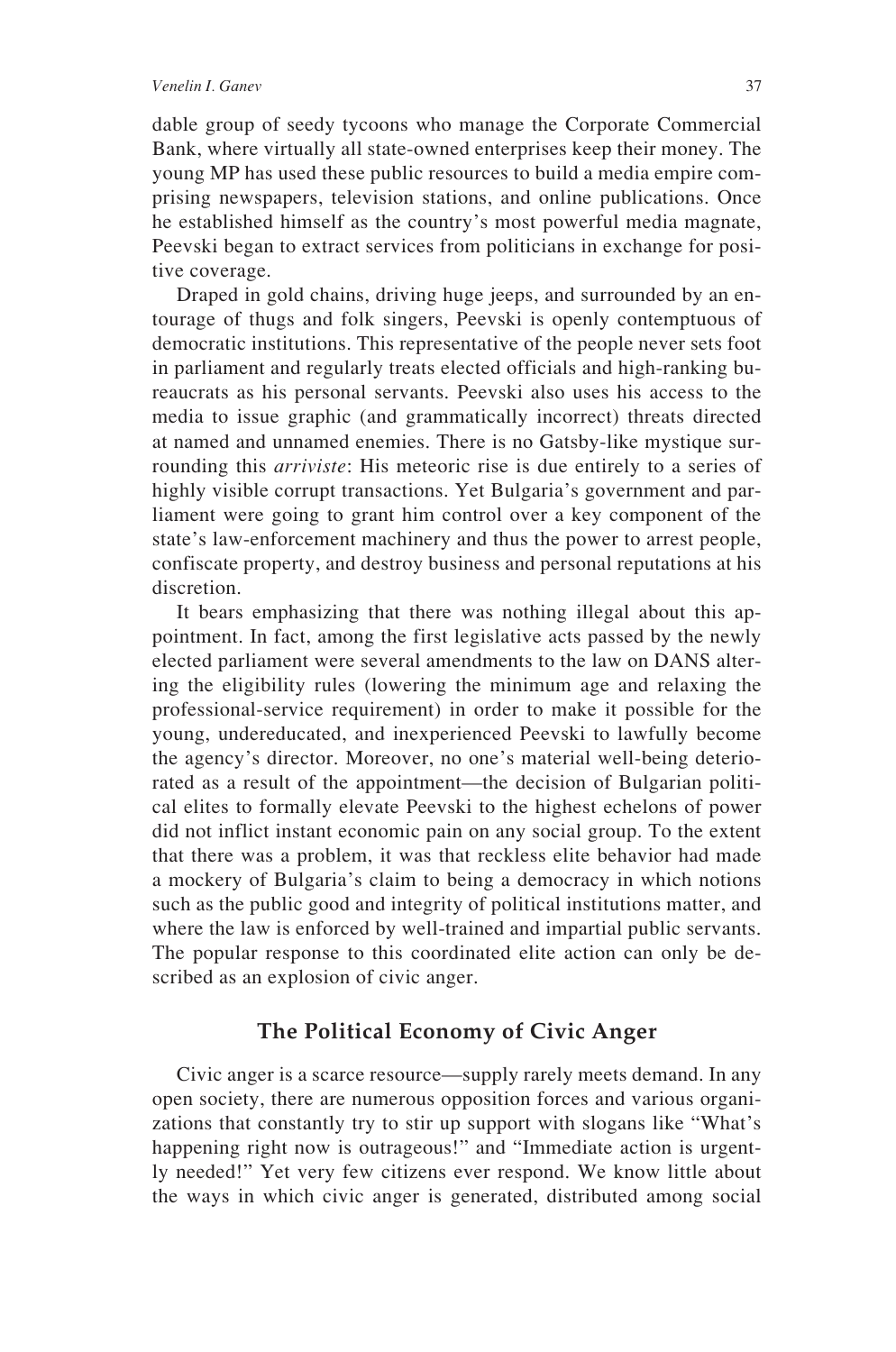dable group of seedy tycoons who manage the Corporate Commercial Bank, where virtually all state-owned enterprises keep their money. The young MP has used these public resources to build a media empire comprising newspapers, television stations, and online publications. Once he established himself as the country's most powerful media magnate, Peevski began to extract services from politicians in exchange for positive coverage.

Draped in gold chains, driving huge jeeps, and surrounded by an entourage of thugs and folk singers, Peevski is openly contemptuous of democratic institutions. This representative of the people never sets foot in parliament and regularly treats elected officials and high-ranking bureaucrats as his personal servants. Peevski also uses his access to the media to issue graphic (and grammatically incorrect) threats directed at named and unnamed enemies. There is no Gatsby-like mystique surrounding this *arriviste*: His meteoric rise is due entirely to a series of highly visible corrupt transactions. Yet Bulgaria's government and parliament were going to grant him control over a key component of the state's law-enforcement machinery and thus the power to arrest people, confiscate property, and destroy business and personal reputations at his discretion.

It bears emphasizing that there was nothing illegal about this appointment. In fact, among the first legislative acts passed by the newly elected parliament were several amendments to the law on DANS altering the eligibility rules (lowering the minimum age and relaxing the professional-service requirement) in order to make it possible for the young, undereducated, and inexperienced Peevski to lawfully become the agency's director. Moreover, no one's material well-being deteriorated as a result of the appointment—the decision of Bulgarian political elites to formally elevate Peevski to the highest echelons of power did not inflict instant economic pain on any social group. To the extent that there was a problem, it was that reckless elite behavior had made a mockery of Bulgaria's claim to being a democracy in which notions such as the public good and integrity of political institutions matter, and where the law is enforced by well-trained and impartial public servants. The popular response to this coordinated elite action can only be described as an explosion of civic anger.

## The Political Economy of Civic Anger

Civic anger is a scarce resource—supply rarely meets demand. In any open society, there are numerous opposition forces and various organizations that constantly try to stir up support with slogans like "What's happening right now is outrageous!" and "Immediate action is urgently needed!" Yet very few citizens ever respond. We know little about the ways in which civic anger is generated, distributed among social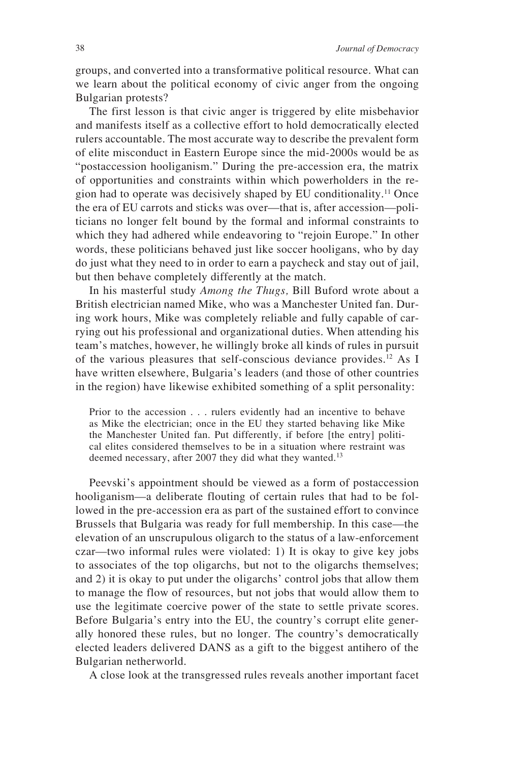groups, and converted into a transformative political resource. What can we learn about the political economy of civic anger from the ongoing Bulgarian protests?

The first lesson is that civic anger is triggered by elite misbehavior and manifests itself as a collective effort to hold democratically elected rulers accountable. The most accurate way to describe the prevalent form of elite misconduct in Eastern Europe since the mid-2000s would be as "postaccession hooliganism." During the pre-accession era, the matrix of opportunities and constraints within which powerholders in the region had to operate was decisively shaped by EU conditionality.[11] Once the era of EU carrots and sticks was over—that is, after accession—politicians no longer felt bound by the formal and informal constraints to which they had adhered while endeavoring to "rejoin Europe." In other words, these politicians behaved just like soccer hooligans, who by day do just what they need to in order to earn a paycheck and stay out of jail, but then behave completely differently at the match.

In his masterful study *Among the Thugs,* Bill Buford wrote about a British electrician named Mike, who was a Manchester United fan. During work hours, Mike was completely reliable and fully capable of carrying out his professional and organizational duties. When attending his team's matches, however, he willingly broke all kinds of rules in pursuit of the various pleasures that self-conscious deviance provides.[12] As I have written elsewhere, Bulgaria's leaders (and those of other countries in the region) have likewise exhibited something of a split personality:

> Prior to the accession . . . rulers evidently had an incentive to behave as Mike the electrician; once in the EU they started behaving like Mike the Manchester United fan. Put differently, if before [the entry] political elites considered themselves to be in a situation where restraint was deemed necessary, after 2007 they did what they wanted.[13]

Peevski's appointment should be viewed as a form of postaccession hooliganism—a deliberate flouting of certain rules that had to be followed in the pre-accession era as part of the sustained effort to convince Brussels that Bulgaria was ready for full membership. In this case—the elevation of an unscrupulous oligarch to the status of a law-enforcement czar—two informal rules were violated: 1) It is okay to give key jobs to associates of the top oligarchs, but not to the oligarchs themselves; and 2) it is okay to put under the oligarchs' control jobs that allow them to manage the flow of resources, but not jobs that would allow them to use the legitimate coercive power of the state to settle private scores. Before Bulgaria's entry into the EU, the country's corrupt elite generally honored these rules, but no longer. The country's democratically elected leaders delivered DANS as a gift to the biggest antihero of the Bulgarian netherworld.

A close look at the transgressed rules reveals another important facet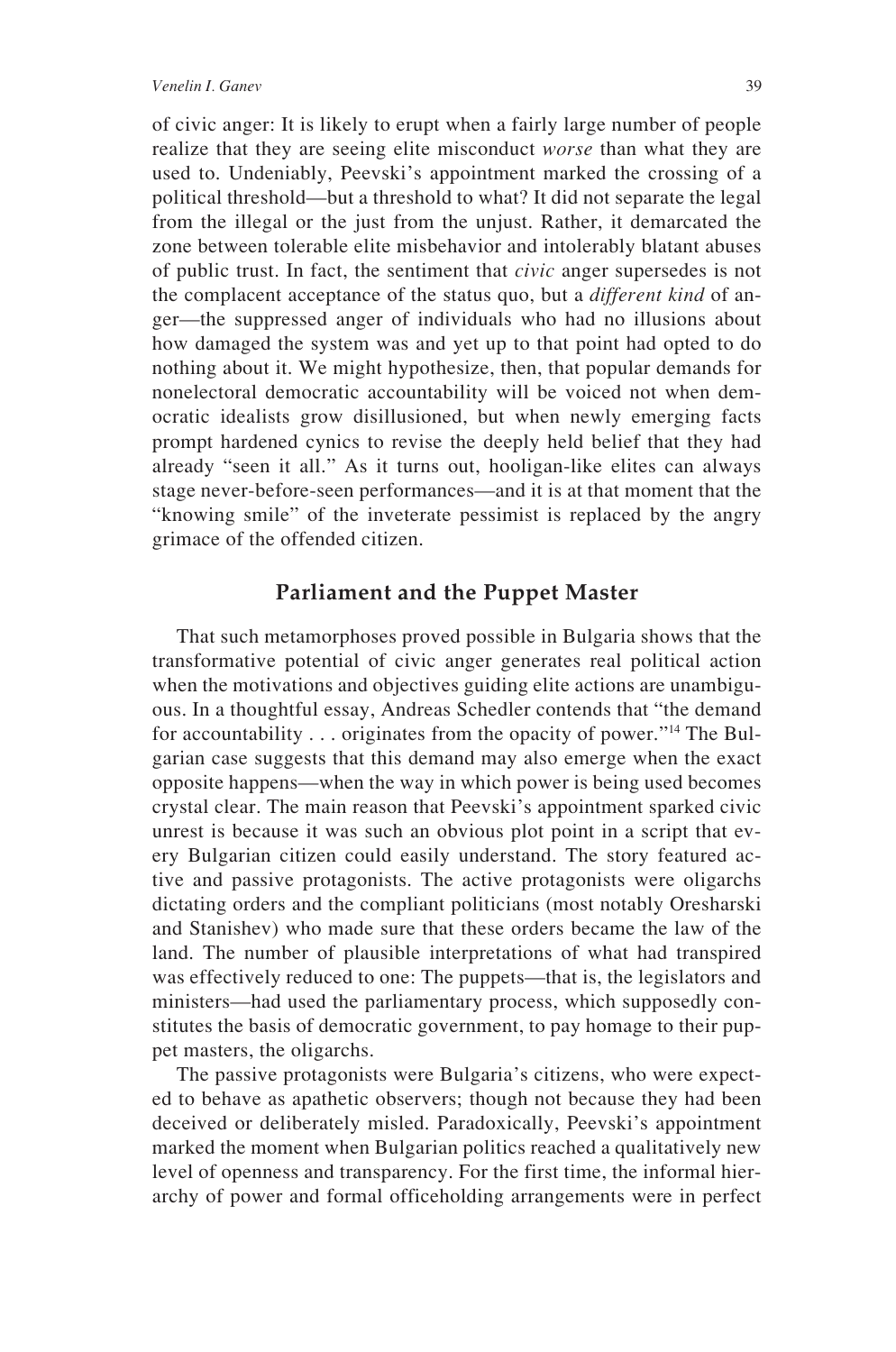of civic anger: It is likely to erupt when a fairly large number of people realize that they are seeing elite misconduct *worse* than what they are used to. Undeniably, Peevski's appointment marked the crossing of a political threshold—but a threshold to what? It did not separate the legal from the illegal or the just from the unjust. Rather, it demarcated the zone between tolerable elite misbehavior and intolerably blatant abuses of public trust. In fact, the sentiment that *civic* anger supersedes is not the complacent acceptance of the status quo, but a *different kind* of anger—the suppressed anger of individuals who had no illusions about how damaged the system was and yet up to that point had opted to do nothing about it. We might hypothesize, then, that popular demands for nonelectoral democratic accountability will be voiced not when democratic idealists grow disillusioned, but when newly emerging facts prompt hardened cynics to revise the deeply held belief that they had already "seen it all." As it turns out, hooligan-like elites can always stage never-before-seen performances—and it is at that moment that the "knowing smile" of the inveterate pessimist is replaced by the angry grimace of the offended citizen.

## Parliament and the Puppet Master

That such metamorphoses proved possible in Bulgaria shows that the transformative potential of civic anger generates real political action when the motivations and objectives guiding elite actions are unambiguous. In a thoughtful essay, Andreas Schedler contends that "the demand for accountability . . . originates from the opacity of power."[14] The Bulgarian case suggests that this demand may also emerge when the exact opposite happens—when the way in which power is being used becomes crystal clear. The main reason that Peevski's appointment sparked civic unrest is because it was such an obvious plot point in a script that every Bulgarian citizen could easily understand. The story featured active and passive protagonists. The active protagonists were oligarchs dictating orders and the compliant politicians (most notably Oresharski and Stanishev) who made sure that these orders became the law of the land. The number of plausible interpretations of what had transpired was effectively reduced to one: The puppets—that is, the legislators and ministers—had used the parliamentary process, which supposedly constitutes the basis of democratic government, to pay homage to their puppet masters, the oligarchs.

The passive protagonists were Bulgaria's citizens, who were expected to behave as apathetic observers; though not because they had been deceived or deliberately misled. Paradoxically, Peevski's appointment marked the moment when Bulgarian politics reached a qualitatively new level of openness and transparency. For the first time, the informal hierarchy of power and formal officeholding arrangements were in perfect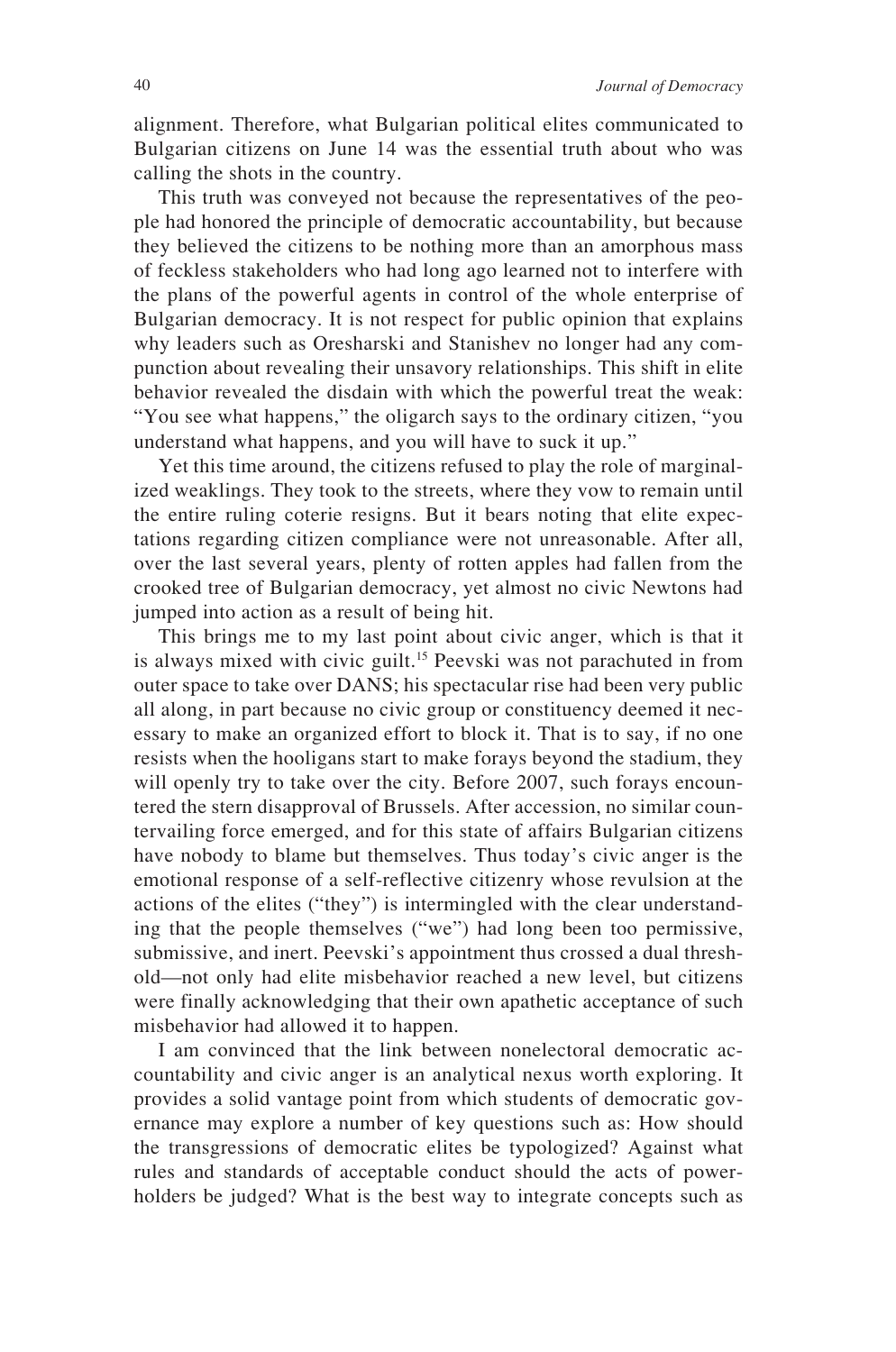alignment. Therefore, what Bulgarian political elites communicated to Bulgarian citizens on June 14 was the essential truth about who was calling the shots in the country.

This truth was conveyed not because the representatives of the people had honored the principle of democratic accountability, but because they believed the citizens to be nothing more than an amorphous mass of feckless stakeholders who had long ago learned not to interfere with the plans of the powerful agents in control of the whole enterprise of Bulgarian democracy. It is not respect for public opinion that explains why leaders such as Oresharski and Stanishev no longer had any compunction about revealing their unsavory relationships. This shift in elite behavior revealed the disdain with which the powerful treat the weak: "You see what happens," the oligarch says to the ordinary citizen, "you understand what happens, and you will have to suck it up."

Yet this time around, the citizens refused to play the role of marginalized weaklings. They took to the streets, where they vow to remain until the entire ruling coterie resigns. But it bears noting that elite expectations regarding citizen compliance were not unreasonable. After all, over the last several years, plenty of rotten apples had fallen from the crooked tree of Bulgarian democracy, yet almost no civic Newtons had jumped into action as a result of being hit.

This brings me to my last point about civic anger, which is that it is always mixed with civic guilt.[15] Peevski was not parachuted in from outer space to take over DANS; his spectacular rise had been very public all along, in part because no civic group or constituency deemed it necessary to make an organized effort to block it. That is to say, if no one resists when the hooligans start to make forays beyond the stadium, they will openly try to take over the city. Before 2007, such forays encountered the stern disapproval of Brussels. After accession, no similar countervailing force emerged, and for this state of affairs Bulgarian citizens have nobody to blame but themselves. Thus today's civic anger is the emotional response of a self-reflective citizenry whose revulsion at the actions of the elites ("they") is intermingled with the clear understanding that the people themselves ("we") had long been too permissive, submissive, and inert. Peevski's appointment thus crossed a dual threshold—not only had elite misbehavior reached a new level, but citizens were finally acknowledging that their own apathetic acceptance of such misbehavior had allowed it to happen.

I am convinced that the link between nonelectoral democratic accountability and civic anger is an analytical nexus worth exploring. It provides a solid vantage point from which students of democratic governance may explore a number of key questions such as: How should the transgressions of democratic elites be typologized? Against what rules and standards of acceptable conduct should the acts of powerholders be judged? What is the best way to integrate concepts such as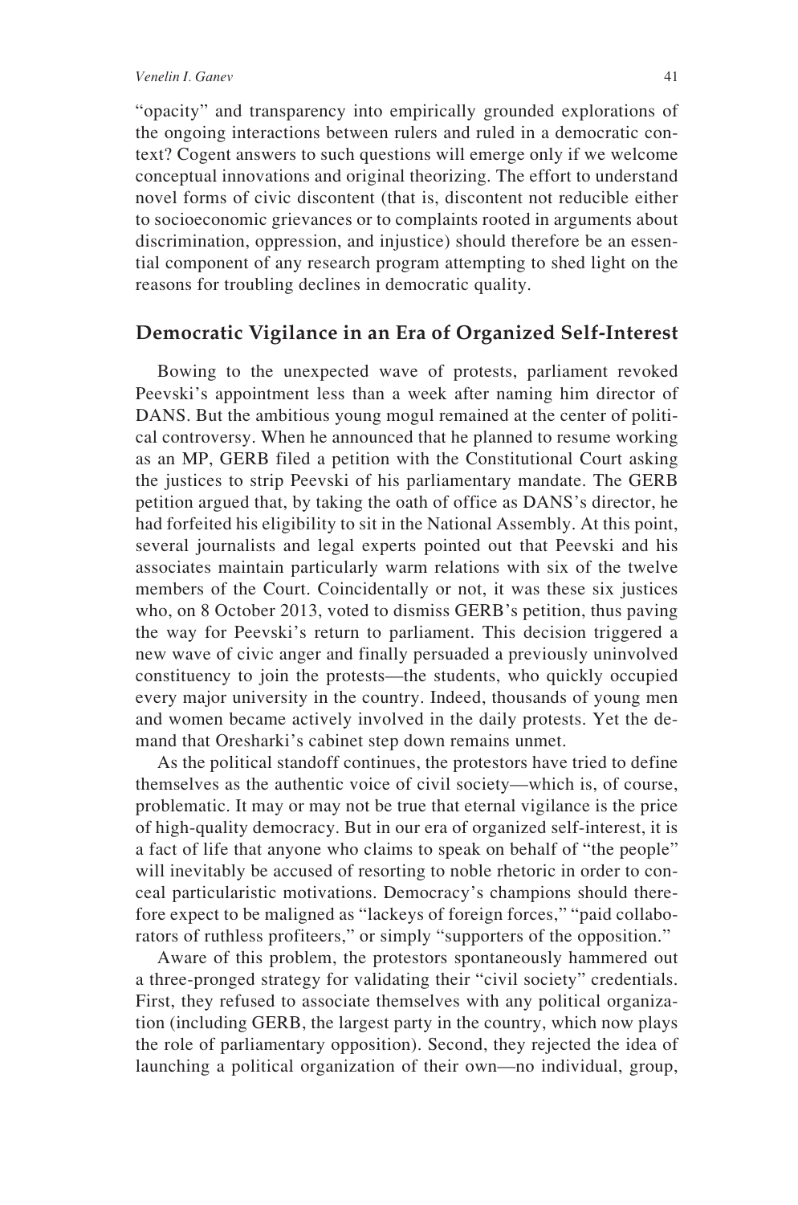"opacity" and transparency into empirically grounded explorations of the ongoing interactions between rulers and ruled in a democratic context? Cogent answers to such questions will emerge only if we welcome conceptual innovations and original theorizing. The effort to understand novel forms of civic discontent (that is, discontent not reducible either to socioeconomic grievances or to complaints rooted in arguments about discrimination, oppression, and injustice) should therefore be an essential component of any research program attempting to shed light on the reasons for troubling declines in democratic quality.

## Democratic Vigilance in an Era of Organized Self-Interest

Bowing to the unexpected wave of protests, parliament revoked Peevski's appointment less than a week after naming him director of DANS. But the ambitious young mogul remained at the center of political controversy. When he announced that he planned to resume working as an MP, GERB filed a petition with the Constitutional Court asking the justices to strip Peevski of his parliamentary mandate. The GERB petition argued that, by taking the oath of office as DANS's director, he had forfeited his eligibility to sit in the National Assembly. At this point, several journalists and legal experts pointed out that Peevski and his associates maintain particularly warm relations with six of the twelve members of the Court. Coincidentally or not, it was these six justices who, on 8 October 2013, voted to dismiss GERB's petition, thus paving the way for Peevski's return to parliament. This decision triggered a new wave of civic anger and finally persuaded a previously uninvolved constituency to join the protests—the students, who quickly occupied every major university in the country. Indeed, thousands of young men and women became actively involved in the daily protests. Yet the demand that Oresharki's cabinet step down remains unmet.

As the political standoff continues, the protestors have tried to define themselves as the authentic voice of civil society—which is, of course, problematic. It may or may not be true that eternal vigilance is the price of high-quality democracy. But in our era of organized self-interest, it is a fact of life that anyone who claims to speak on behalf of "the people" will inevitably be accused of resorting to noble rhetoric in order to conceal particularistic motivations. Democracy's champions should therefore expect to be maligned as "lackeys of foreign forces," "paid collaborators of ruthless profiteers," or simply "supporters of the opposition."

Aware of this problem, the protestors spontaneously hammered out a three-pronged strategy for validating their "civil society" credentials. First, they refused to associate themselves with any political organization (including GERB, the largest party in the country, which now plays the role of parliamentary opposition). Second, they rejected the idea of launching a political organization of their own—no individual, group,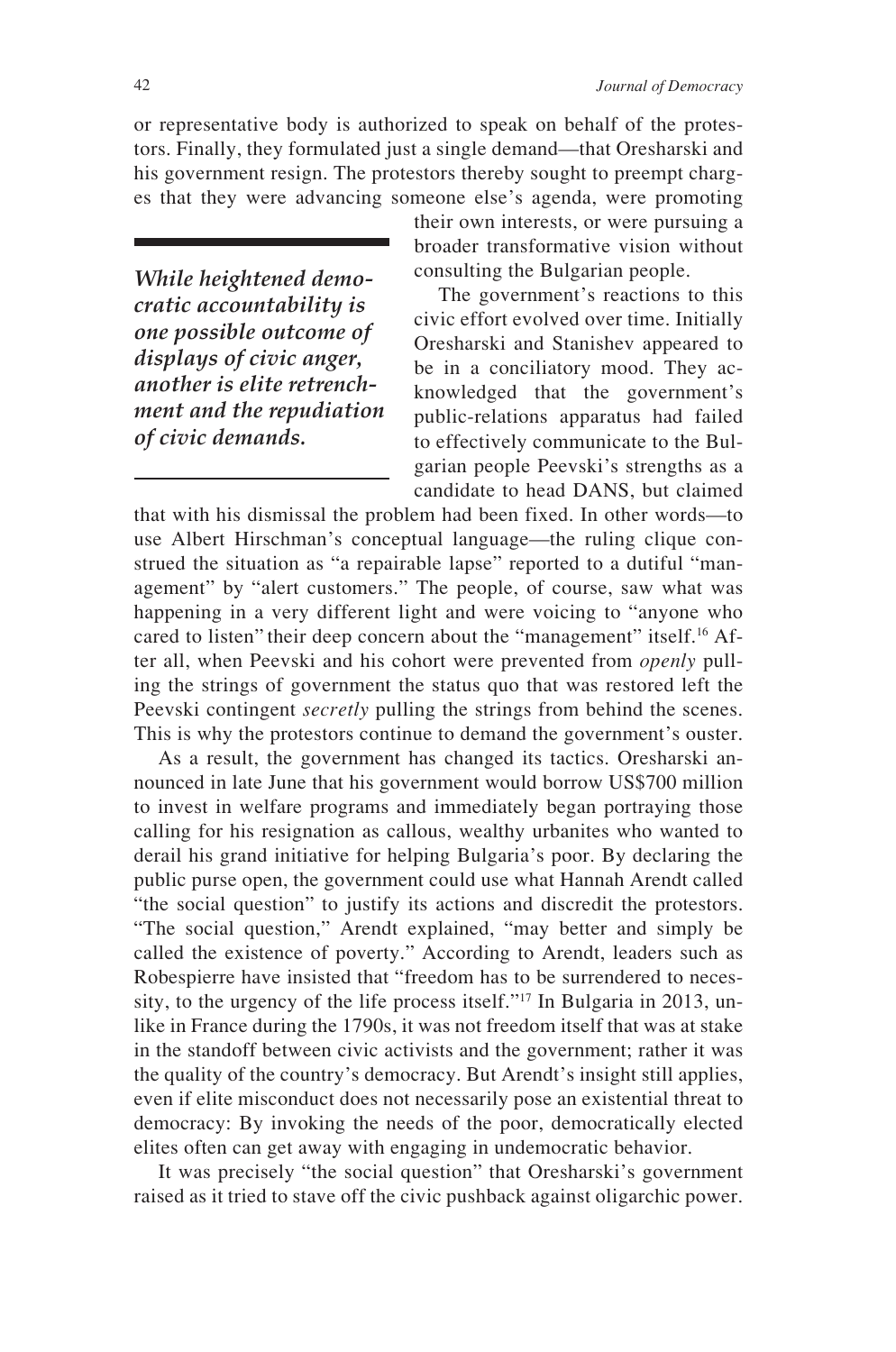or representative body is authorized to speak on behalf of the protestors. Finally, they formulated just a single demand—that Oresharski and his government resign. The protestors thereby sought to preempt charges that they were advancing someone else's agenda, were promoting their own interests, or were pursuing a broader transformative vision without consulting the Bulgarian people.

> ***While heightened democratic accountability is one possible outcome of displays of civic anger, another is elite retrenchment and the repudiation of civic demands.***

The government's reactions to this civic effort evolved over time. Initially Oresharski and Stanishev appeared to be in a conciliatory mood. They acknowledged that the government's public-relations apparatus had failed to effectively communicate to the Bulgarian people Peevski's strengths as a candidate to head DANS, but claimed that with his dismissal the problem had been fixed. In other words—to use Albert Hirschman's conceptual language—the ruling clique construed the situation as "a repairable lapse" reported to a dutiful "management" by "alert customers." The people, of course, saw what was happening in a very different light and were voicing to "anyone who cared to listen" their deep concern about the "management" itself.[16] After all, when Peevski and his cohort were prevented from *openly* pulling the strings of government the status quo that was restored left the Peevski contingent *secretly* pulling the strings from behind the scenes. This is why the protestors continue to demand the government's ouster.

As a result, the government has changed its tactics. Oresharski announced in late June that his government would borrow US$700 million to invest in welfare programs and immediately began portraying those calling for his resignation as callous, wealthy urbanites who wanted to derail his grand initiative for helping Bulgaria's poor. By declaring the public purse open, the government could use what Hannah Arendt called "the social question" to justify its actions and discredit the protestors. "The social question," Arendt explained, "may better and simply be called the existence of poverty." According to Arendt, leaders such as Robespierre have insisted that "freedom has to be surrendered to necessity, to the urgency of the life process itself."[17] In Bulgaria in 2013, unlike in France during the 1790s, it was not freedom itself that was at stake in the standoff between civic activists and the government; rather it was the quality of the country's democracy. But Arendt's insight still applies, even if elite misconduct does not necessarily pose an existential threat to democracy: By invoking the needs of the poor, democratically elected elites often can get away with engaging in undemocratic behavior.

It was precisely "the social question" that Oresharski's government raised as it tried to stave off the civic pushback against oligarchic power.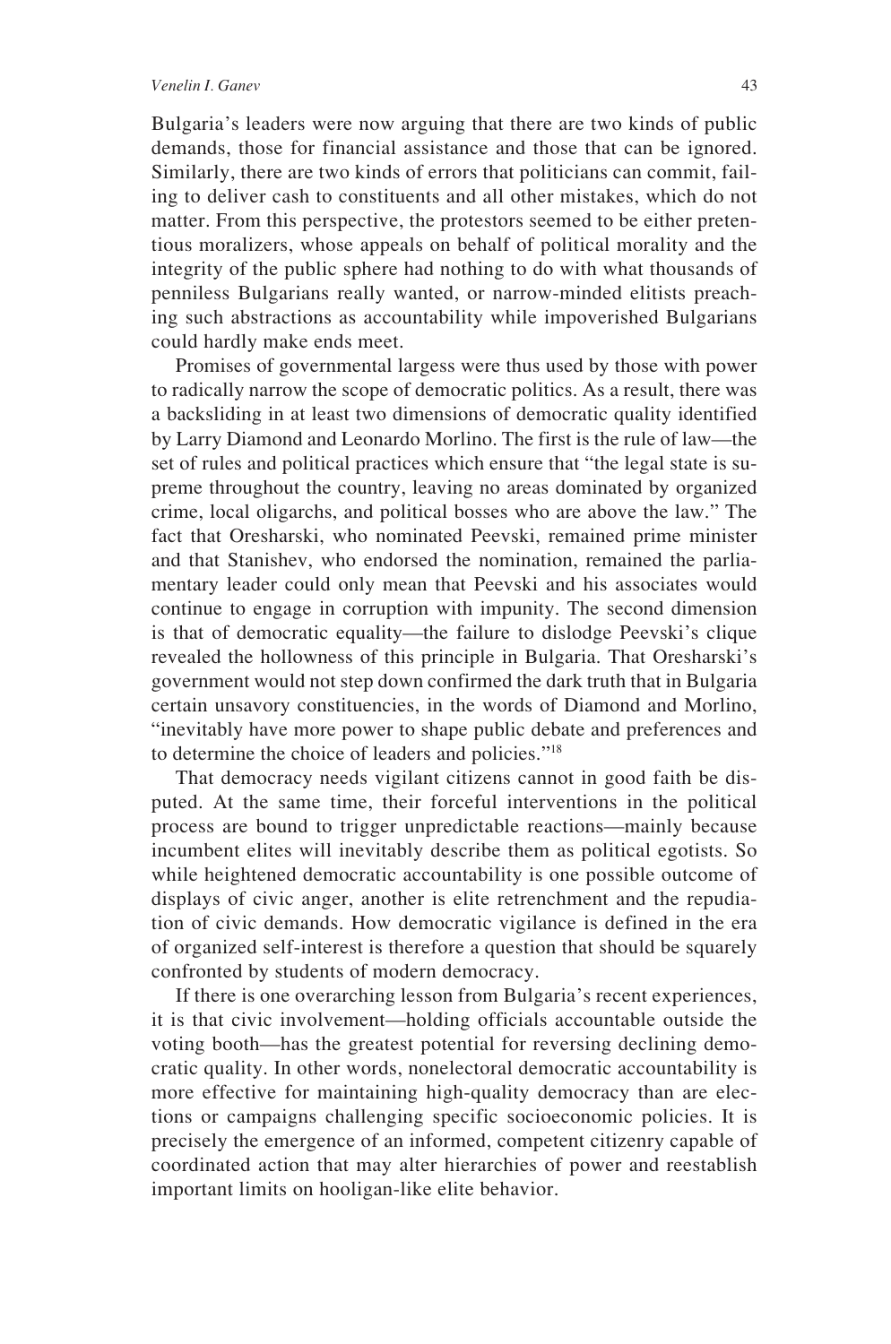Bulgaria's leaders were now arguing that there are two kinds of public demands, those for financial assistance and those that can be ignored. Similarly, there are two kinds of errors that politicians can commit, failing to deliver cash to constituents and all other mistakes, which do not matter. From this perspective, the protestors seemed to be either pretentious moralizers, whose appeals on behalf of political morality and the integrity of the public sphere had nothing to do with what thousands of penniless Bulgarians really wanted, or narrow-minded elitists preaching such abstractions as accountability while impoverished Bulgarians could hardly make ends meet.

Promises of governmental largess were thus used by those with power to radically narrow the scope of democratic politics. As a result, there was a backsliding in at least two dimensions of democratic quality identified by Larry Diamond and Leonardo Morlino. The first is the rule of law—the set of rules and political practices which ensure that "the legal state is supreme throughout the country, leaving no areas dominated by organized crime, local oligarchs, and political bosses who are above the law." The fact that Oresharski, who nominated Peevski, remained prime minister and that Stanishev, who endorsed the nomination, remained the parliamentary leader could only mean that Peevski and his associates would continue to engage in corruption with impunity. The second dimension is that of democratic equality—the failure to dislodge Peevski's clique revealed the hollowness of this principle in Bulgaria. That Oresharski's government would not step down confirmed the dark truth that in Bulgaria certain unsavory constituencies, in the words of Diamond and Morlino, "inevitably have more power to shape public debate and preferences and to determine the choice of leaders and policies."[18]

That democracy needs vigilant citizens cannot in good faith be disputed. At the same time, their forceful interventions in the political process are bound to trigger unpredictable reactions—mainly because incumbent elites will inevitably describe them as political egotists. So while heightened democratic accountability is one possible outcome of displays of civic anger, another is elite retrenchment and the repudiation of civic demands. How democratic vigilance is defined in the era of organized self-interest is therefore a question that should be squarely confronted by students of modern democracy.

If there is one overarching lesson from Bulgaria's recent experiences, it is that civic involvement—holding officials accountable outside the voting booth—has the greatest potential for reversing declining democratic quality. In other words, nonelectoral democratic accountability is more effective for maintaining high-quality democracy than are elections or campaigns challenging specific socioeconomic policies. It is precisely the emergence of an informed, competent citizenry capable of coordinated action that may alter hierarchies of power and reestablish important limits on hooligan-like elite behavior.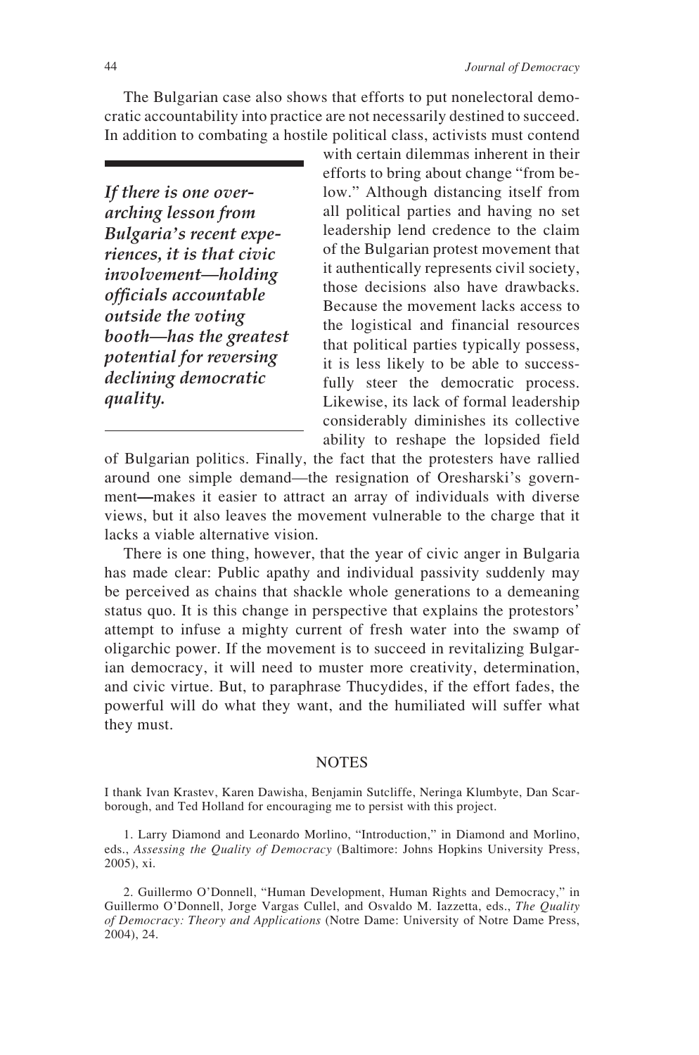The Bulgarian case also shows that efforts to put nonelectoral democratic accountability into practice are not necessarily destined to succeed. In addition to combating a hostile political class, activists must contend with certain dilemmas inherent in their efforts to bring about change "from below." Although distancing itself from all political parties and having no set leadership lend credence to the claim of the Bulgarian protest movement that it authentically represents civil society, those decisions also have drawbacks. Because the movement lacks access to the logistical and financial resources that political parties typically possess, it is less likely to be able to successfully steer the democratic process. Likewise, its lack of formal leadership considerably diminishes its collective ability to reshape the lopsided field of Bulgarian politics. Finally, the fact that the protesters have rallied around one simple demand—the resignation of Oresharski's government—makes it easier to attract an array of individuals with diverse views, but it also leaves the movement vulnerable to the charge that it lacks a viable alternative vision.

> ***If there is one overarching lesson from Bulgaria's recent experiences, it is that civic involvement—holding officials accountable outside the voting booth—has the greatest potential for reversing declining democratic quality.***

There is one thing, however, that the year of civic anger in Bulgaria has made clear: Public apathy and individual passivity suddenly may be perceived as chains that shackle whole generations to a demeaning status quo. It is this change in perspective that explains the protestors' attempt to infuse a mighty current of fresh water into the swamp of oligarchic power. If the movement is to succeed in revitalizing Bulgarian democracy, it will need to muster more creativity, determination, and civic virtue. But, to paraphrase Thucydides, if the effort fades, the powerful will do what they want, and the humiliated will suffer what they must.

## NOTES

I thank Ivan Krastev, Karen Dawisha, Benjamin Sutcliffe, Neringa Klumbyte, Dan Scarborough, and Ted Holland for encouraging me to persist with this project.

1. Larry Diamond and Leonardo Morlino, "Introduction," in Diamond and Morlino, eds., *Assessing the Quality of Democracy* (Baltimore: Johns Hopkins University Press, 2005), xi.

2. Guillermo O'Donnell, "Human Development, Human Rights and Democracy," in Guillermo O'Donnell, Jorge Vargas Cullel, and Osvaldo M. Iazzetta, eds., *The Quality of Democracy: Theory and Applications* (Notre Dame: University of Notre Dame Press, 2004), 24.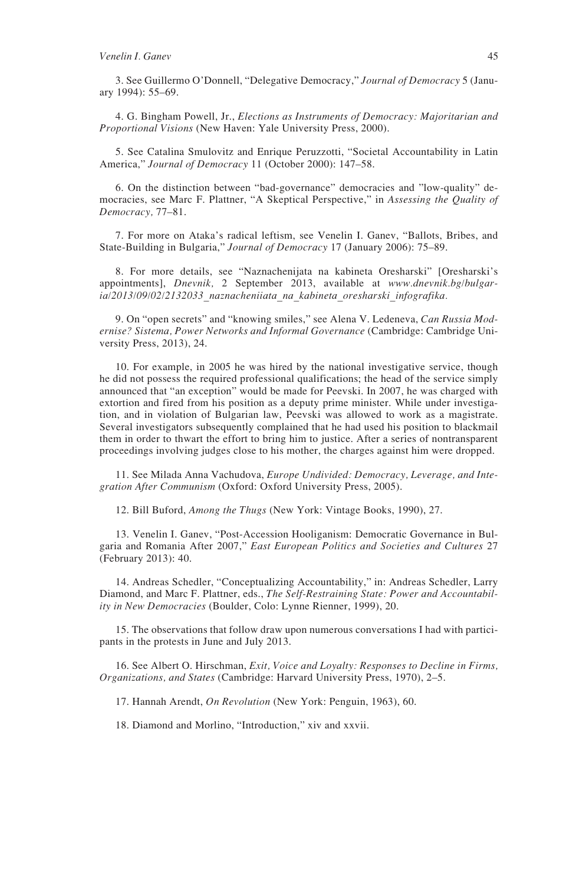3. See Guillermo O'Donnell, "Delegative Democracy," *Journal of Democracy* 5 (January 1994): 55–69.

4. G. Bingham Powell, Jr., *Elections as Instruments of Democracy: Majoritarian and Proportional Visions* (New Haven: Yale University Press, 2000).

5. See Catalina Smulovitz and Enrique Peruzzotti, "Societal Accountability in Latin America," *Journal of Democracy* 11 (October 2000): 147–58.

6. On the distinction between "bad-governance" democracies and "low-quality" democracies, see Marc F. Plattner, "A Skeptical Perspective," in *Assessing the Quality of Democracy,* 77–81.

7. For more on Ataka's radical leftism, see Venelin I. Ganev, "Ballots, Bribes, and State-Building in Bulgaria," *Journal of Democracy* 17 (January 2006): 75–89.

8. For more details, see "Naznachenijata na kabineta Oresharski" [Oresharski's appointments], *Dnevnik,* 2 September 2013, available at *www.dnevnik.bg/bulgaria/2013/09/02/2132033_naznacheniiata_na_kabineta_oresharski_infografika.*

9. On "open secrets" and "knowing smiles," see Alena V. Ledeneva, *Can Russia Modernise? Sistema, Power Networks and Informal Governance* (Cambridge: Cambridge University Press, 2013), 24.

10. For example, in 2005 he was hired by the national investigative service, though he did not possess the required professional qualifications; the head of the service simply announced that "an exception" would be made for Peevski. In 2007, he was charged with extortion and fired from his position as a deputy prime minister. While under investigation, and in violation of Bulgarian law, Peevski was allowed to work as a magistrate. Several investigators subsequently complained that he had used his position to blackmail them in order to thwart the effort to bring him to justice. After a series of nontransparent proceedings involving judges close to his mother, the charges against him were dropped.

11. See Milada Anna Vachudova, *Europe Undivided: Democracy, Leverage, and Integration After Communism* (Oxford: Oxford University Press, 2005).

12. Bill Buford, *Among the Thugs* (New York: Vintage Books, 1990), 27.

13. Venelin I. Ganev, "Post-Accession Hooliganism: Democratic Governance in Bulgaria and Romania After 2007," *East European Politics and Societies and Cultures* 27 (February 2013): 40.

14. Andreas Schedler, "Conceptualizing Accountability," in: Andreas Schedler, Larry Diamond, and Marc F. Plattner, eds., *The Self-Restraining State: Power and Accountability in New Democracies* (Boulder, Colo: Lynne Rienner, 1999), 20.

15. The observations that follow draw upon numerous conversations I had with participants in the protests in June and July 2013.

16. See Albert O. Hirschman, *Exit, Voice and Loyalty: Responses to Decline in Firms, Organizations, and States* (Cambridge: Harvard University Press, 1970), 2–5.

17. Hannah Arendt, *On Revolution* (New York: Penguin, 1963), 60.

18. Diamond and Morlino, "Introduction," xiv and xxvii.